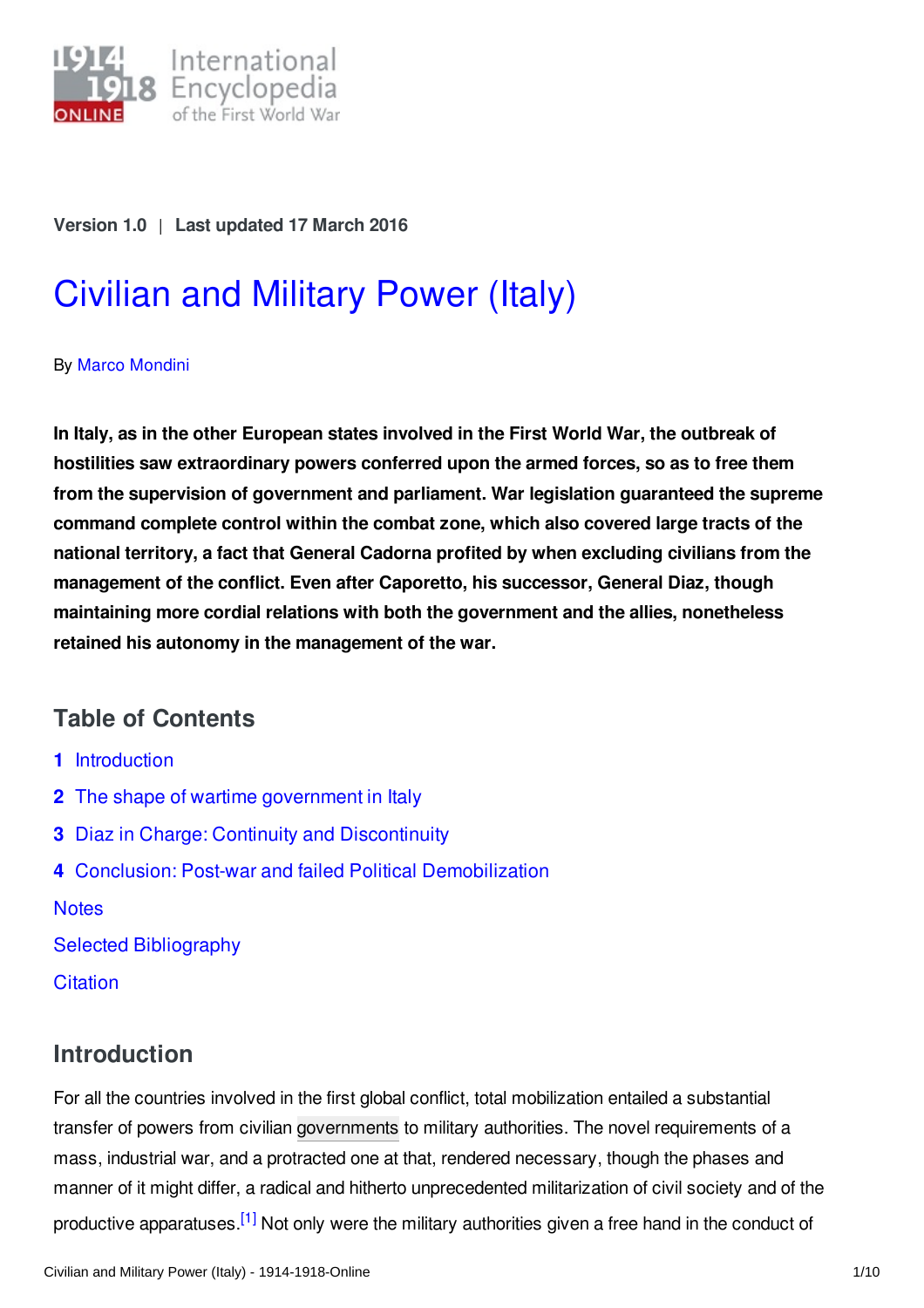Version 1.0 | Last updated 17 March 2016

# Civilian and Military Power (Italy)

By Marco Mondini

**In Italy, as in the other European states involved in the First World War, the outbreak of hostilities saw extraordinary powers conferred upon the armed forces, so as to free them from the supervision of government and parliament. War legislation guaranteed the supreme command complete control within the combat zone, which also covered large tracts of the national territory, a fact that General Cadorna profited by when excluding civilians from the management of the conflict. Even after Caporetto, his successor, General Diaz, though maintaining more cordial relations with both the government and the allies, nonetheless retained his autonomy in the management of the war.**

## Table of Contents

1 Introduction
2 The shape of wartime government in Italy
3 Diaz in Charge: Continuity and Discontinuity
4 Conclusion: Post-war and failed Political Demobilization

Notes
Selected Bibliography
Citation

## Introduction

For all the countries involved in the first global conflict, total mobilization entailed a substantial transfer of powers from civilian governments to military authorities. The novel requirements of a mass, industrial war, and a protracted one at that, rendered necessary, though the phases and manner of it might differ, a radical and hitherto unprecedented militarization of civil society and of the productive apparatuses.[1] Not only were the military authorities given a free hand in the conduct of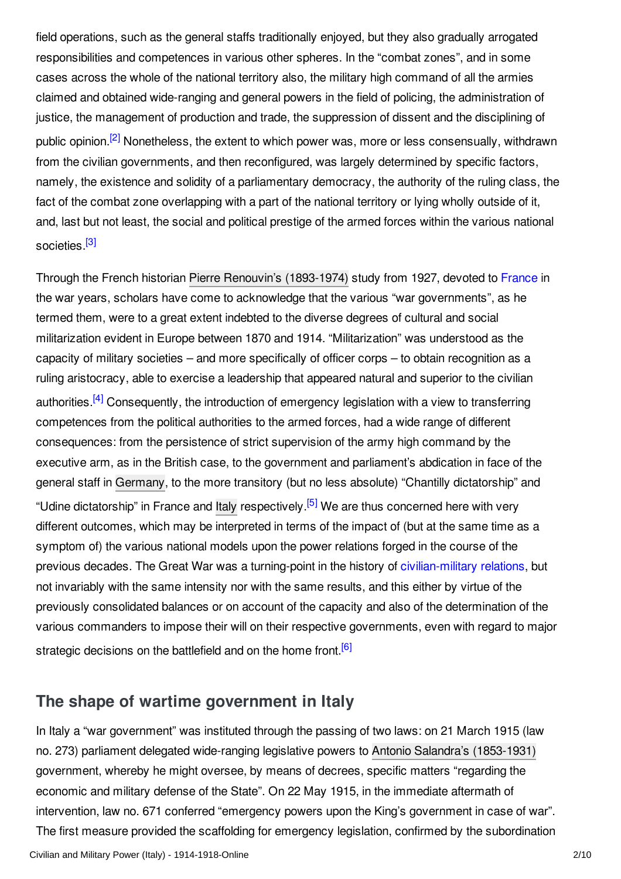field operations, such as the general staffs traditionally enjoyed, but they also gradually arrogated responsibilities and competences in various other spheres. In the "combat zones", and in some cases across the whole of the national territory also, the military high command of all the armies claimed and obtained wide-ranging and general powers in the field of policing, the administration of justice, the management of production and trade, the suppression of dissent and the disciplining of public opinion.[2] Nonetheless, the extent to which power was, more or less consensually, withdrawn from the civilian governments, and then reconfigured, was largely determined by specific factors, namely, the existence and solidity of a parliamentary democracy, the authority of the ruling class, the fact of the combat zone overlapping with a part of the national territory or lying wholly outside of it, and, last but not least, the social and political prestige of the armed forces within the various national societies.[3]

Through the French historian Pierre Renouvin's (1893-1974) study from 1927, devoted to France in the war years, scholars have come to acknowledge that the various "war governments", as he termed them, were to a great extent indebted to the diverse degrees of cultural and social militarization evident in Europe between 1870 and 1914. "Militarization" was understood as the capacity of military societies – and more specifically of officer corps – to obtain recognition as a ruling aristocracy, able to exercise a leadership that appeared natural and superior to the civilian authorities.[4] Consequently, the introduction of emergency legislation with a view to transferring competences from the political authorities to the armed forces, had a wide range of different consequences: from the persistence of strict supervision of the army high command by the executive arm, as in the British case, to the government and parliament's abdication in face of the general staff in Germany, to the more transitory (but no less absolute) "Chantilly dictatorship" and "Udine dictatorship" in France and Italy respectively.[5] We are thus concerned here with very different outcomes, which may be interpreted in terms of the impact of (but at the same time as a symptom of) the various national models upon the power relations forged in the course of the previous decades. The Great War was a turning-point in the history of civilian-military relations, but not invariably with the same intensity nor with the same results, and this either by virtue of the previously consolidated balances or on account of the capacity and also of the determination of the various commanders to impose their will on their respective governments, even with regard to major strategic decisions on the battlefield and on the home front.[6]

## The shape of wartime government in Italy

In Italy a "war government" was instituted through the passing of two laws: on 21 March 1915 (law no. 273) parliament delegated wide-ranging legislative powers to Antonio Salandra's (1853-1931) government, whereby he might oversee, by means of decrees, specific matters "regarding the economic and military defense of the State". On 22 May 1915, in the immediate aftermath of intervention, law no. 671 conferred "emergency powers upon the King's government in case of war". The first measure provided the scaffolding for emergency legislation, confirmed by the subordination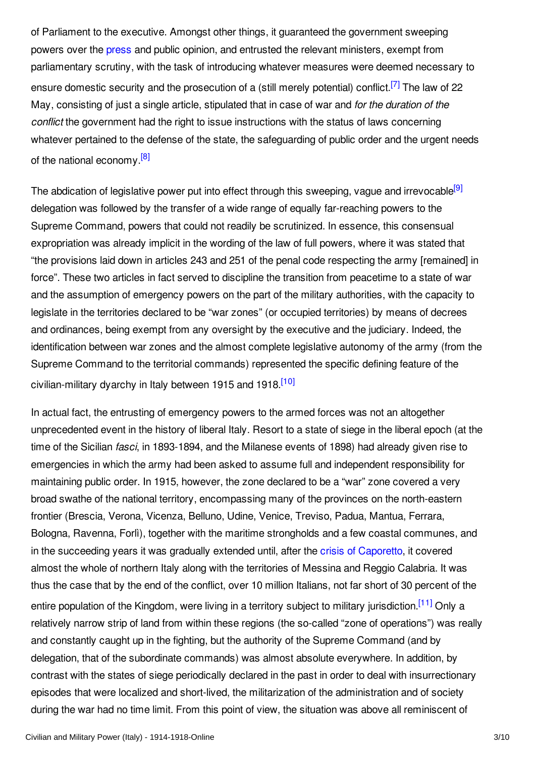of Parliament to the executive. Amongst other things, it guaranteed the government sweeping powers over the press and public opinion, and entrusted the relevant ministers, exempt from parliamentary scrutiny, with the task of introducing whatever measures were deemed necessary to ensure domestic security and the prosecution of a (still merely potential) conflict.[7] The law of 22 May, consisting of just a single article, stipulated that in case of war and *for the duration of the conflict* the government had the right to issue instructions with the status of laws concerning whatever pertained to the defense of the state, the safeguarding of public order and the urgent needs of the national economy.[8]

The abdication of legislative power put into effect through this sweeping, vague and irrevocable[9] delegation was followed by the transfer of a wide range of equally far-reaching powers to the Supreme Command, powers that could not readily be scrutinized. In essence, this consensual expropriation was already implicit in the wording of the law of full powers, where it was stated that "the provisions laid down in articles 243 and 251 of the penal code respecting the army [remained] in force". These two articles in fact served to discipline the transition from peacetime to a state of war and the assumption of emergency powers on the part of the military authorities, with the capacity to legislate in the territories declared to be "war zones" (or occupied territories) by means of decrees and ordinances, being exempt from any oversight by the executive and the judiciary. Indeed, the identification between war zones and the almost complete legislative autonomy of the army (from the Supreme Command to the territorial commands) represented the specific defining feature of the civilian-military dyarchy in Italy between 1915 and 1918.[10]

In actual fact, the entrusting of emergency powers to the armed forces was not an altogether unprecedented event in the history of liberal Italy. Resort to a state of siege in the liberal epoch (at the time of the Sicilian *fasci*, in 1893-1894, and the Milanese events of 1898) had already given rise to emergencies in which the army had been asked to assume full and independent responsibility for maintaining public order. In 1915, however, the zone declared to be a "war" zone covered a very broad swathe of the national territory, encompassing many of the provinces on the north-eastern frontier (Brescia, Verona, Vicenza, Belluno, Udine, Venice, Treviso, Padua, Mantua, Ferrara, Bologna, Ravenna, Forlì), together with the maritime strongholds and a few coastal communes, and in the succeeding years it was gradually extended until, after the crisis of Caporetto, it covered almost the whole of northern Italy along with the territories of Messina and Reggio Calabria. It was thus the case that by the end of the conflict, over 10 million Italians, not far short of 30 percent of the entire population of the Kingdom, were living in a territory subject to military jurisdiction.[11] Only a relatively narrow strip of land from within these regions (the so-called "zone of operations") was really and constantly caught up in the fighting, but the authority of the Supreme Command (and by delegation, that of the subordinate commands) was almost absolute everywhere. In addition, by contrast with the states of siege periodically declared in the past in order to deal with insurrectionary episodes that were localized and short-lived, the militarization of the administration and of society during the war had no time limit. From this point of view, the situation was above all reminiscent of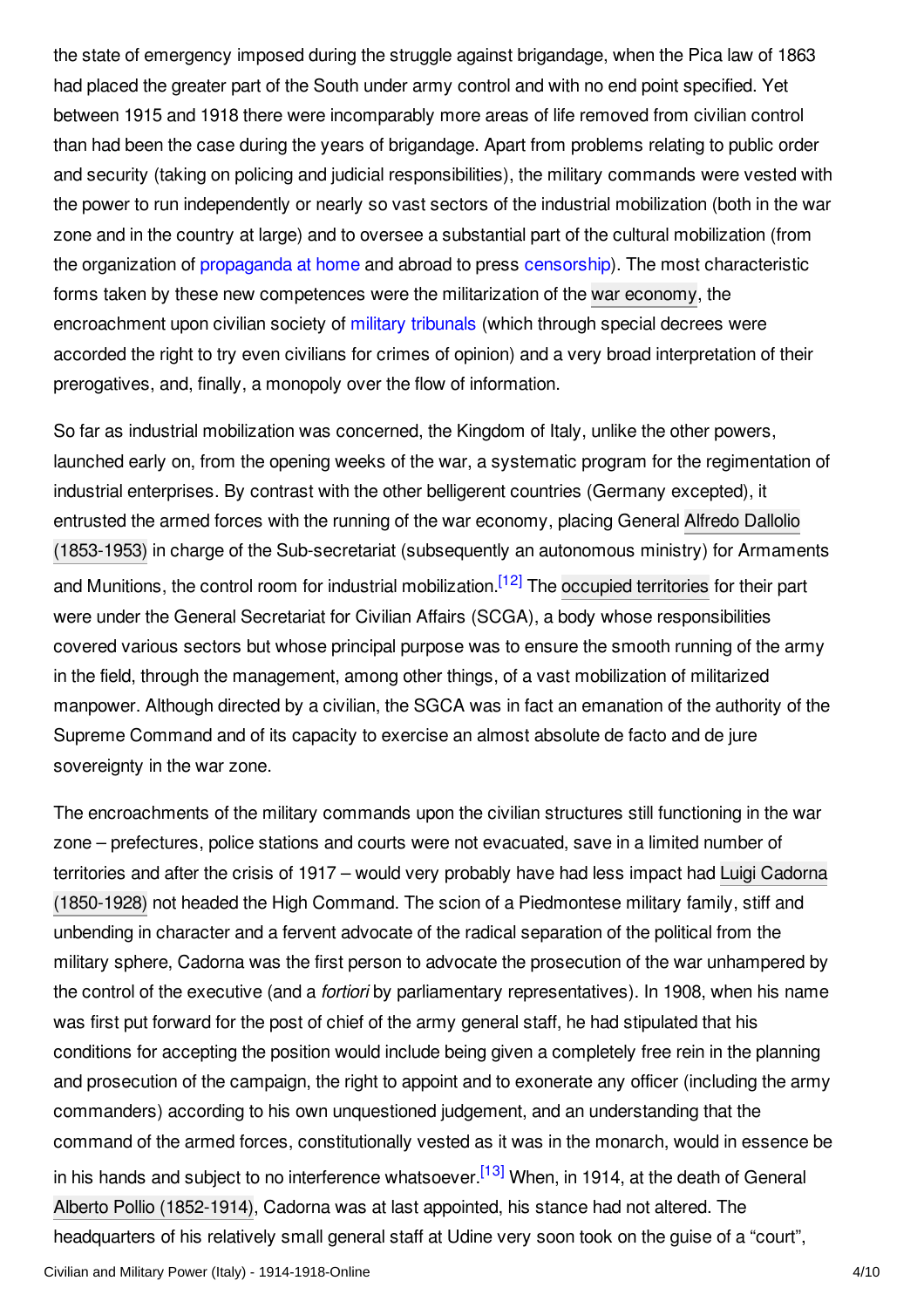the state of emergency imposed during the struggle against brigandage, when the Pica law of 1863 had placed the greater part of the South under army control and with no end point specified. Yet between 1915 and 1918 there were incomparably more areas of life removed from civilian control than had been the case during the years of brigandage. Apart from problems relating to public order and security (taking on policing and judicial responsibilities), the military commands were vested with the power to run independently or nearly so vast sectors of the industrial mobilization (both in the war zone and in the country at large) and to oversee a substantial part of the cultural mobilization (from the organization of propaganda at home and abroad to press censorship). The most characteristic forms taken by these new competences were the militarization of the war economy, the encroachment upon civilian society of military tribunals (which through special decrees were accorded the right to try even civilians for crimes of opinion) and a very broad interpretation of their prerogatives, and, finally, a monopoly over the flow of information.

So far as industrial mobilization was concerned, the Kingdom of Italy, unlike the other powers, launched early on, from the opening weeks of the war, a systematic program for the regimentation of industrial enterprises. By contrast with the other belligerent countries (Germany excepted), it entrusted the armed forces with the running of the war economy, placing General Alfredo Dallolio (1853-1953) in charge of the Sub-secretariat (subsequently an autonomous ministry) for Armaments and Munitions, the control room for industrial mobilization.[12] The occupied territories for their part were under the General Secretariat for Civilian Affairs (SCGA), a body whose responsibilities covered various sectors but whose principal purpose was to ensure the smooth running of the army in the field, through the management, among other things, of a vast mobilization of militarized manpower. Although directed by a civilian, the SGCA was in fact an emanation of the authority of the Supreme Command and of its capacity to exercise an almost absolute de facto and de jure sovereignty in the war zone.

The encroachments of the military commands upon the civilian structures still functioning in the war zone – prefectures, police stations and courts were not evacuated, save in a limited number of territories and after the crisis of 1917 – would very probably have had less impact had Luigi Cadorna (1850-1928) not headed the High Command. The scion of a Piedmontese military family, stiff and unbending in character and a fervent advocate of the radical separation of the political from the military sphere, Cadorna was the first person to advocate the prosecution of the war unhampered by the control of the executive (and a *fortiori* by parliamentary representatives). In 1908, when his name was first put forward for the post of chief of the army general staff, he had stipulated that his conditions for accepting the position would include being given a completely free rein in the planning and prosecution of the campaign, the right to appoint and to exonerate any officer (including the army commanders) according to his own unquestioned judgement, and an understanding that the command of the armed forces, constitutionally vested as it was in the monarch, would in essence be in his hands and subject to no interference whatsoever.[13] When, in 1914, at the death of General Alberto Pollio (1852-1914), Cadorna was at last appointed, his stance had not altered. The headquarters of his relatively small general staff at Udine very soon took on the guise of a "court",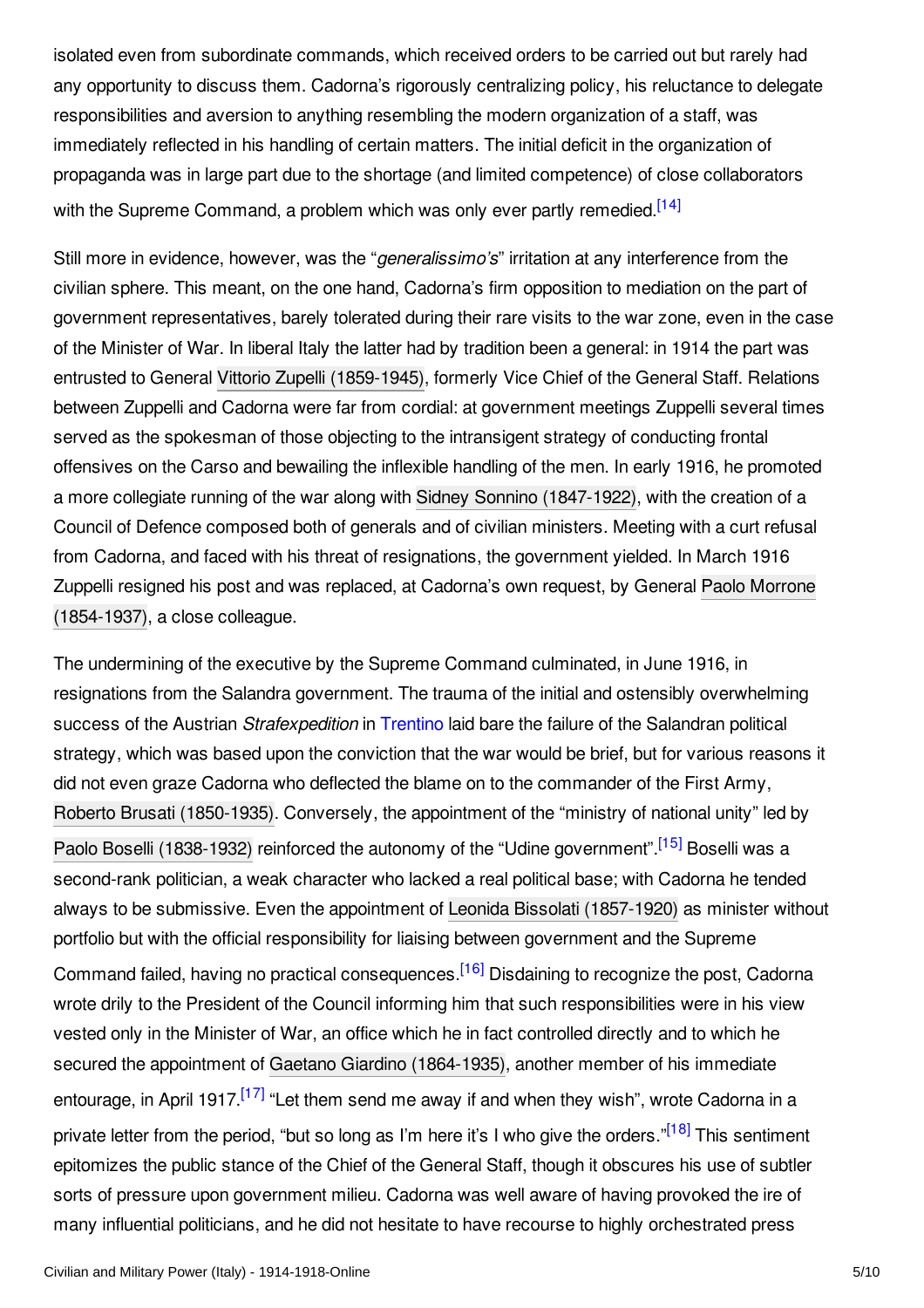isolated even from subordinate commands, which received orders to be carried out but rarely had any opportunity to discuss them. Cadorna's rigorously centralizing policy, his reluctance to delegate responsibilities and aversion to anything resembling the modern organization of a staff, was immediately reflected in his handling of certain matters. The initial deficit in the organization of propaganda was in large part due to the shortage (and limited competence) of close collaborators with the Supreme Command, a problem which was only ever partly remedied.[14]

Still more in evidence, however, was the "*generalissimo's*" irritation at any interference from the civilian sphere. This meant, on the one hand, Cadorna's firm opposition to mediation on the part of government representatives, barely tolerated during their rare visits to the war zone, even in the case of the Minister of War. In liberal Italy the latter had by tradition been a general: in 1914 the part was entrusted to General Vittorio Zupelli (1859-1945), formerly Vice Chief of the General Staff. Relations between Zuppelli and Cadorna were far from cordial: at government meetings Zuppelli several times served as the spokesman of those objecting to the intransigent strategy of conducting frontal offensives on the Carso and bewailing the inflexible handling of the men. In early 1916, he promoted a more collegiate running of the war along with Sidney Sonnino (1847-1922), with the creation of a Council of Defence composed both of generals and of civilian ministers. Meeting with a curt refusal from Cadorna, and faced with his threat of resignations, the government yielded. In March 1916 Zuppelli resigned his post and was replaced, at Cadorna's own request, by General Paolo Morrone (1854-1937), a close colleague.

The undermining of the executive by the Supreme Command culminated, in June 1916, in resignations from the Salandra government. The trauma of the initial and ostensibly overwhelming success of the Austrian *Strafexpedition* in Trentino laid bare the failure of the Salandran political strategy, which was based upon the conviction that the war would be brief, but for various reasons it did not even graze Cadorna who deflected the blame on to the commander of the First Army, Roberto Brusati (1850-1935). Conversely, the appointment of the "ministry of national unity" led by Paolo Boselli (1838-1932) reinforced the autonomy of the "Udine government".[15] Boselli was a second-rank politician, a weak character who lacked a real political base; with Cadorna he tended always to be submissive. Even the appointment of Leonida Bissolati (1857-1920) as minister without portfolio but with the official responsibility for liaising between government and the Supreme Command failed, having no practical consequences.[16] Disdaining to recognize the post, Cadorna wrote drily to the President of the Council informing him that such responsibilities were in his view vested only in the Minister of War, an office which he in fact controlled directly and to which he secured the appointment of Gaetano Giardino (1864-1935), another member of his immediate entourage, in April 1917.[17] "Let them send me away if and when they wish", wrote Cadorna in a private letter from the period, "but so long as I'm here it's I who give the orders."[18] This sentiment epitomizes the public stance of the Chief of the General Staff, though it obscures his use of subtler sorts of pressure upon government milieu. Cadorna was well aware of having provoked the ire of many influential politicians, and he did not hesitate to have recourse to highly orchestrated press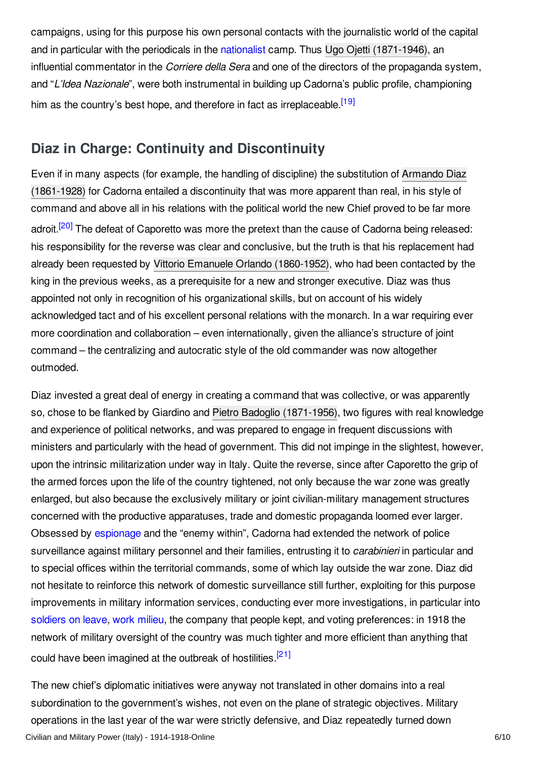campaigns, using for this purpose his own personal contacts with the journalistic world of the capital and in particular with the periodicals in the nationalist camp. Thus Ugo Ojetti (1871-1946), an influential commentator in the *Corriere della Sera* and one of the directors of the propaganda system, and "*L'Idea Nazionale*", were both instrumental in building up Cadorna's public profile, championing him as the country's best hope, and therefore in fact as irreplaceable.[19]

## Diaz in Charge: Continuity and Discontinuity

Even if in many aspects (for example, the handling of discipline) the substitution of Armando Diaz (1861-1928) for Cadorna entailed a discontinuity that was more apparent than real, in his style of command and above all in his relations with the political world the new Chief proved to be far more adroit.[20] The defeat of Caporetto was more the pretext than the cause of Cadorna being released: his responsibility for the reverse was clear and conclusive, but the truth is that his replacement had already been requested by Vittorio Emanuele Orlando (1860-1952), who had been contacted by the king in the previous weeks, as a prerequisite for a new and stronger executive. Diaz was thus appointed not only in recognition of his organizational skills, but on account of his widely acknowledged tact and of his excellent personal relations with the monarch. In a war requiring ever more coordination and collaboration – even internationally, given the alliance's structure of joint command – the centralizing and autocratic style of the old commander was now altogether outmoded.

Diaz invested a great deal of energy in creating a command that was collective, or was apparently so, chose to be flanked by Giardino and Pietro Badoglio (1871-1956), two figures with real knowledge and experience of political networks, and was prepared to engage in frequent discussions with ministers and particularly with the head of government. This did not impinge in the slightest, however, upon the intrinsic militarization under way in Italy. Quite the reverse, since after Caporetto the grip of the armed forces upon the life of the country tightened, not only because the war zone was greatly enlarged, but also because the exclusively military or joint civilian-military management structures concerned with the productive apparatuses, trade and domestic propaganda loomed ever larger. Obsessed by espionage and the "enemy within", Cadorna had extended the network of police surveillance against military personnel and their families, entrusting it to *carabinieri* in particular and to special offices within the territorial commands, some of which lay outside the war zone. Diaz did not hesitate to reinforce this network of domestic surveillance still further, exploiting for this purpose improvements in military information services, conducting ever more investigations, in particular into soldiers on leave, work milieu, the company that people kept, and voting preferences: in 1918 the network of military oversight of the country was much tighter and more efficient than anything that could have been imagined at the outbreak of hostilities.[21]

The new chief's diplomatic initiatives were anyway not translated in other domains into a real subordination to the government's wishes, not even on the plane of strategic objectives. Military operations in the last year of the war were strictly defensive, and Diaz repeatedly turned down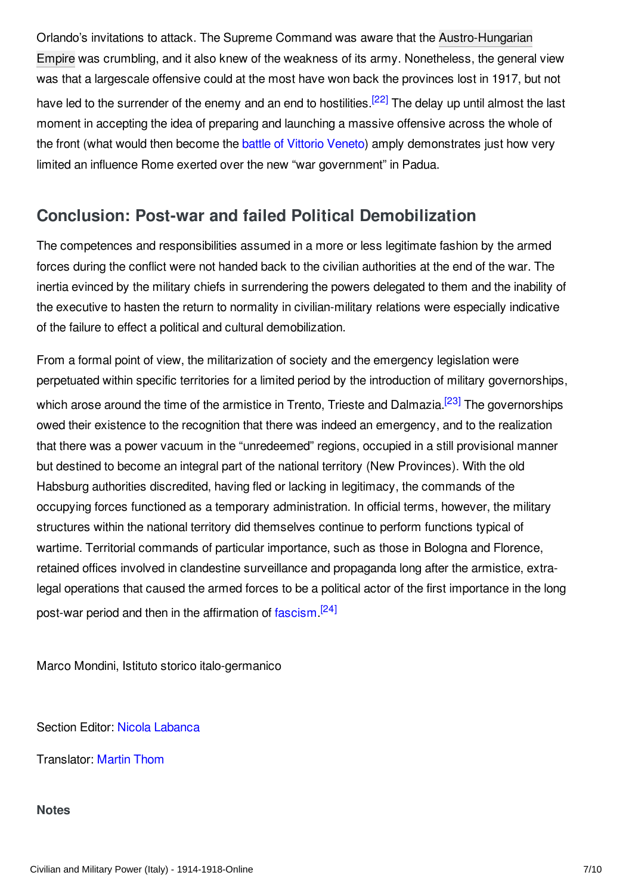Orlando's invitations to attack. The Supreme Command was aware that the Austro-Hungarian Empire was crumbling, and it also knew of the weakness of its army. Nonetheless, the general view was that a largescale offensive could at the most have won back the provinces lost in 1917, but not have led to the surrender of the enemy and an end to hostilities.[22] The delay up until almost the last moment in accepting the idea of preparing and launching a massive offensive across the whole of the front (what would then become the battle of Vittorio Veneto) amply demonstrates just how very limited an influence Rome exerted over the new "war government" in Padua.

## Conclusion: Post-war and failed Political Demobilization

The competences and responsibilities assumed in a more or less legitimate fashion by the armed forces during the conflict were not handed back to the civilian authorities at the end of the war. The inertia evinced by the military chiefs in surrendering the powers delegated to them and the inability of the executive to hasten the return to normality in civilian-military relations were especially indicative of the failure to effect a political and cultural demobilization.

From a formal point of view, the militarization of society and the emergency legislation were perpetuated within specific territories for a limited period by the introduction of military governorships, which arose around the time of the armistice in Trento, Trieste and Dalmazia.[23] The governorships owed their existence to the recognition that there was indeed an emergency, and to the realization that there was a power vacuum in the "unredeemed" regions, occupied in a still provisional manner but destined to become an integral part of the national territory (New Provinces). With the old Habsburg authorities discredited, having fled or lacking in legitimacy, the commands of the occupying forces functioned as a temporary administration. In official terms, however, the military structures within the national territory did themselves continue to perform functions typical of wartime. Territorial commands of particular importance, such as those in Bologna and Florence, retained offices involved in clandestine surveillance and propaganda long after the armistice, extra-legal operations that caused the armed forces to be a political actor of the first importance in the long post-war period and then in the affirmation of fascism.[24]

Marco Mondini, Istituto storico italo-germanico

Section Editor: Nicola Labanca

Translator: Martin Thom

**Notes**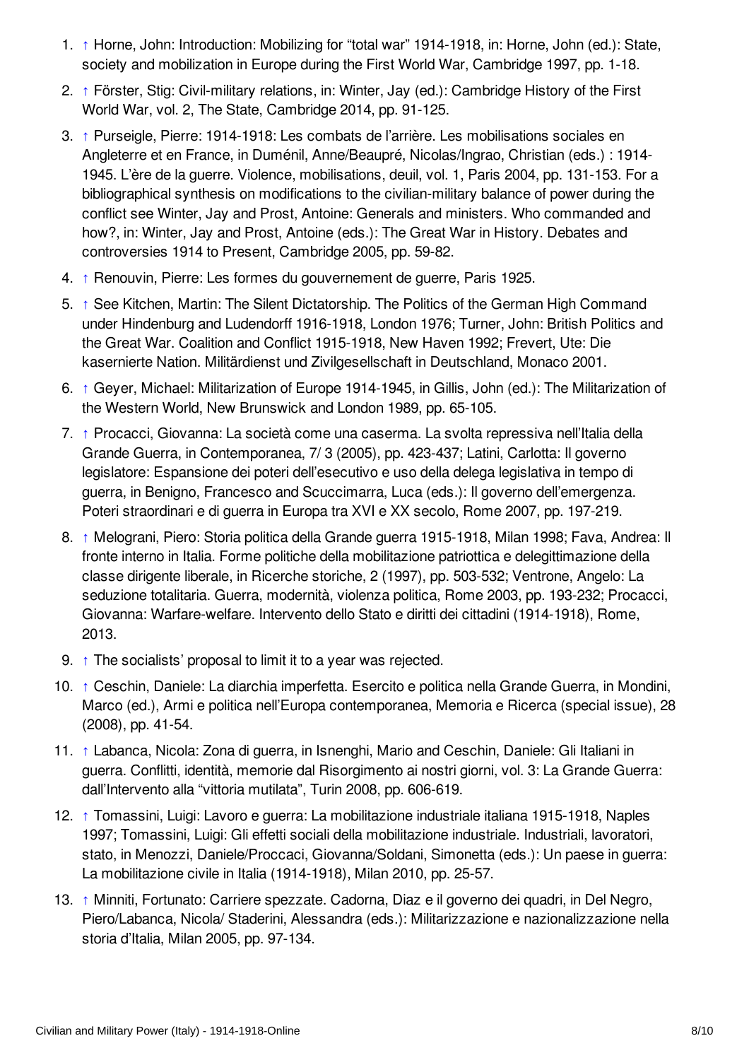1. ↑ Horne, John: Introduction: Mobilizing for “total war” 1914-1918, in: Horne, John (ed.): State, society and mobilization in Europe during the First World War, Cambridge 1997, pp. 1-18.
2. ↑ Förster, Stig: Civil-military relations, in: Winter, Jay (ed.): Cambridge History of the First World War, vol. 2, The State, Cambridge 2014, pp. 91-125.
3. ↑ Purseigle, Pierre: 1914-1918: Les combats de l’arrière. Les mobilisations sociales en Angleterre et en France, in Duménil, Anne/Beaupré, Nicolas/Ingrao, Christian (eds.) : 1914-1945. L’ère de la guerre. Violence, mobilisations, deuil, vol. 1, Paris 2004, pp. 131-153. For a bibliographical synthesis on modifications to the civilian-military balance of power during the conflict see Winter, Jay and Prost, Antoine: Generals and ministers. Who commanded and how?, in: Winter, Jay and Prost, Antoine (eds.): The Great War in History. Debates and controversies 1914 to Present, Cambridge 2005, pp. 59-82.
4. ↑ Renouvin, Pierre: Les formes du gouvernement de guerre, Paris 1925.
5. ↑ See Kitchen, Martin: The Silent Dictatorship. The Politics of the German High Command under Hindenburg and Ludendorff 1916-1918, London 1976; Turner, John: British Politics and the Great War. Coalition and Conflict 1915-1918, New Haven 1992; Frevert, Ute: Die kasernierte Nation. Militärdienst und Zivilgesellschaft in Deutschland, Monaco 2001.
6. ↑ Geyer, Michael: Militarization of Europe 1914-1945, in Gillis, John (ed.): The Militarization of the Western World, New Brunswick and London 1989, pp. 65-105.
7. ↑ Procacci, Giovanna: La società come una caserma. La svolta repressiva nell’Italia della Grande Guerra, in Contemporanea, 7/ 3 (2005), pp. 423-437; Latini, Carlotta: Il governo legislatore: Espansione dei poteri dell’esecutivo e uso della delega legislativa in tempo di guerra, in Benigno, Francesco and Scuccimarra, Luca (eds.): Il governo dell’emergenza. Poteri straordinari e di guerra in Europa tra XVI e XX secolo, Rome 2007, pp. 197-219.
8. ↑ Melograni, Piero: Storia politica della Grande guerra 1915-1918, Milan 1998; Fava, Andrea: Il fronte interno in Italia. Forme politiche della mobilitazione patriottica e delegittimazione della classe dirigente liberale, in Ricerche storiche, 2 (1997), pp. 503-532; Ventrone, Angelo: La seduzione totalitaria. Guerra, modernità, violenza politica, Rome 2003, pp. 193-232; Procacci, Giovanna: Warfare-welfare. Intervento dello Stato e diritti dei cittadini (1914-1918), Rome, 2013.
9. ↑ The socialists’ proposal to limit it to a year was rejected.
10. ↑ Ceschin, Daniele: La diarchia imperfetta. Esercito e politica nella Grande Guerra, in Mondini, Marco (ed.), Armi e politica nell’Europa contemporanea, Memoria e Ricerca (special issue), 28 (2008), pp. 41-54.
11. ↑ Labanca, Nicola: Zona di guerra, in Isnenghi, Mario and Ceschin, Daniele: Gli Italiani in guerra. Conflitti, identità, memorie dal Risorgimento ai nostri giorni, vol. 3: La Grande Guerra: dall’Intervento alla “vittoria mutilata”, Turin 2008, pp. 606-619.
12. ↑ Tomassini, Luigi: Lavoro e guerra: La mobilitazione industriale italiana 1915-1918, Naples 1997; Tomassini, Luigi: Gli effetti sociali della mobilitazione industriale. Industriali, lavoratori, stato, in Menozzi, Daniele/Proccaci, Giovanna/Soldani, Simonetta (eds.): Un paese in guerra: La mobilitazione civile in Italia (1914-1918), Milan 2010, pp. 25-57.
13. ↑ Minniti, Fortunato: Carriere spezzate. Cadorna, Diaz e il governo dei quadri, in Del Negro, Piero/Labanca, Nicola/ Staderini, Alessandra (eds.): Militarizzazione e nazionalizzazione nella storia d’Italia, Milan 2005, pp. 97-134.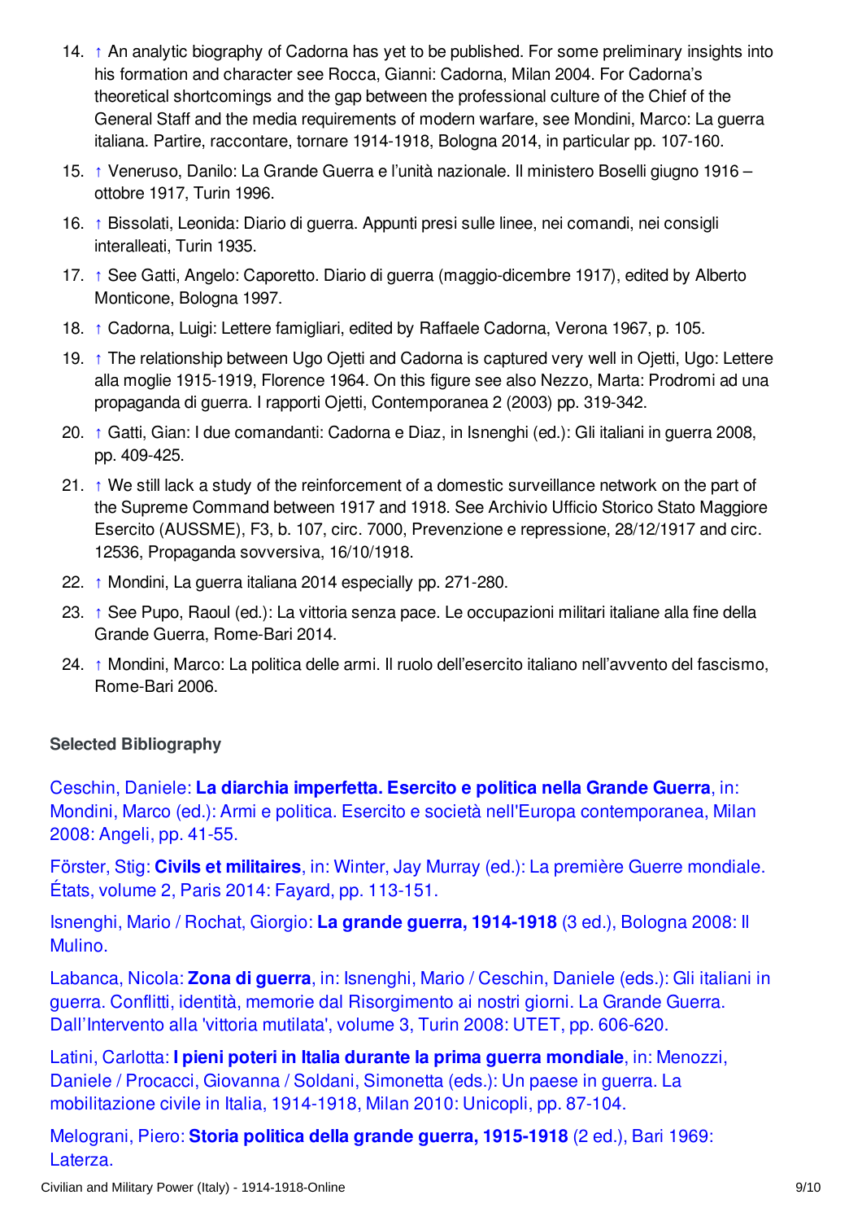14. ↑ An analytic biography of Cadorna has yet to be published. For some preliminary insights into his formation and character see Rocca, Gianni: Cadorna, Milan 2004. For Cadorna's theoretical shortcomings and the gap between the professional culture of the Chief of the General Staff and the media requirements of modern warfare, see Mondini, Marco: La guerra italiana. Partire, raccontare, tornare 1914-1918, Bologna 2014, in particular pp. 107-160.
15. ↑ Veneruso, Danilo: La Grande Guerra e l'unità nazionale. Il ministero Boselli giugno 1916 – ottobre 1917, Turin 1996.
16. ↑ Bissolati, Leonida: Diario di guerra. Appunti presi sulle linee, nei comandi, nei consigli interalleati, Turin 1935.
17. ↑ See Gatti, Angelo: Caporetto. Diario di guerra (maggio-dicembre 1917), edited by Alberto Monticone, Bologna 1997.
18. ↑ Cadorna, Luigi: Lettere famigliari, edited by Raffaele Cadorna, Verona 1967, p. 105.
19. ↑ The relationship between Ugo Ojetti and Cadorna is captured very well in Ojetti, Ugo: Lettere alla moglie 1915-1919, Florence 1964. On this figure see also Nezzo, Marta: Prodromi ad una propaganda di guerra. I rapporti Ojetti, Contemporanea 2 (2003) pp. 319-342.
20. ↑ Gatti, Gian: I due comandanti: Cadorna e Diaz, in Isnenghi (ed.): Gli italiani in guerra 2008, pp. 409-425.
21. ↑ We still lack a study of the reinforcement of a domestic surveillance network on the part of the Supreme Command between 1917 and 1918. See Archivio Ufficio Storico Stato Maggiore Esercito (AUSSME), F3, b. 107, circ. 7000, Prevenzione e repressione, 28/12/1917 and circ. 12536, Propaganda sovversiva, 16/10/1918.
22. ↑ Mondini, La guerra italiana 2014 especially pp. 271-280.
23. ↑ See Pupo, Raoul (ed.): La vittoria senza pace. Le occupazioni militari italiane alla fine della Grande Guerra, Rome-Bari 2014.
24. ↑ Mondini, Marco: La politica delle armi. Il ruolo dell'esercito italiano nell'avvento del fascismo, Rome-Bari 2006.

### Selected Bibliography

Ceschin, Daniele: **La diarchia imperfetta. Esercito e politica nella Grande Guerra**, in: Mondini, Marco (ed.): Armi e politica. Esercito e società nell'Europa contemporanea, Milan 2008: Angeli, pp. 41-55.

Förster, Stig: **Civils et militaires**, in: Winter, Jay Murray (ed.): La première Guerre mondiale. États, volume 2, Paris 2014: Fayard, pp. 113-151.

Isnenghi, Mario / Rochat, Giorgio: **La grande guerra, 1914-1918** (3 ed.), Bologna 2008: Il Mulino.

Labanca, Nicola: **Zona di guerra**, in: Isnenghi, Mario / Ceschin, Daniele (eds.): Gli italiani in guerra. Conflitti, identità, memorie dal Risorgimento ai nostri giorni. La Grande Guerra. Dall'Intervento alla 'vittoria mutilata', volume 3, Turin 2008: UTET, pp. 606-620.

Latini, Carlotta: **I pieni poteri in Italia durante la prima guerra mondiale**, in: Menozzi, Daniele / Procacci, Giovanna / Soldani, Simonetta (eds.): Un paese in guerra. La mobilitazione civile in Italia, 1914-1918, Milan 2010: Unicopli, pp. 87-104.

Melograni, Piero: **Storia politica della grande guerra, 1915-1918** (2 ed.), Bari 1969: Laterza.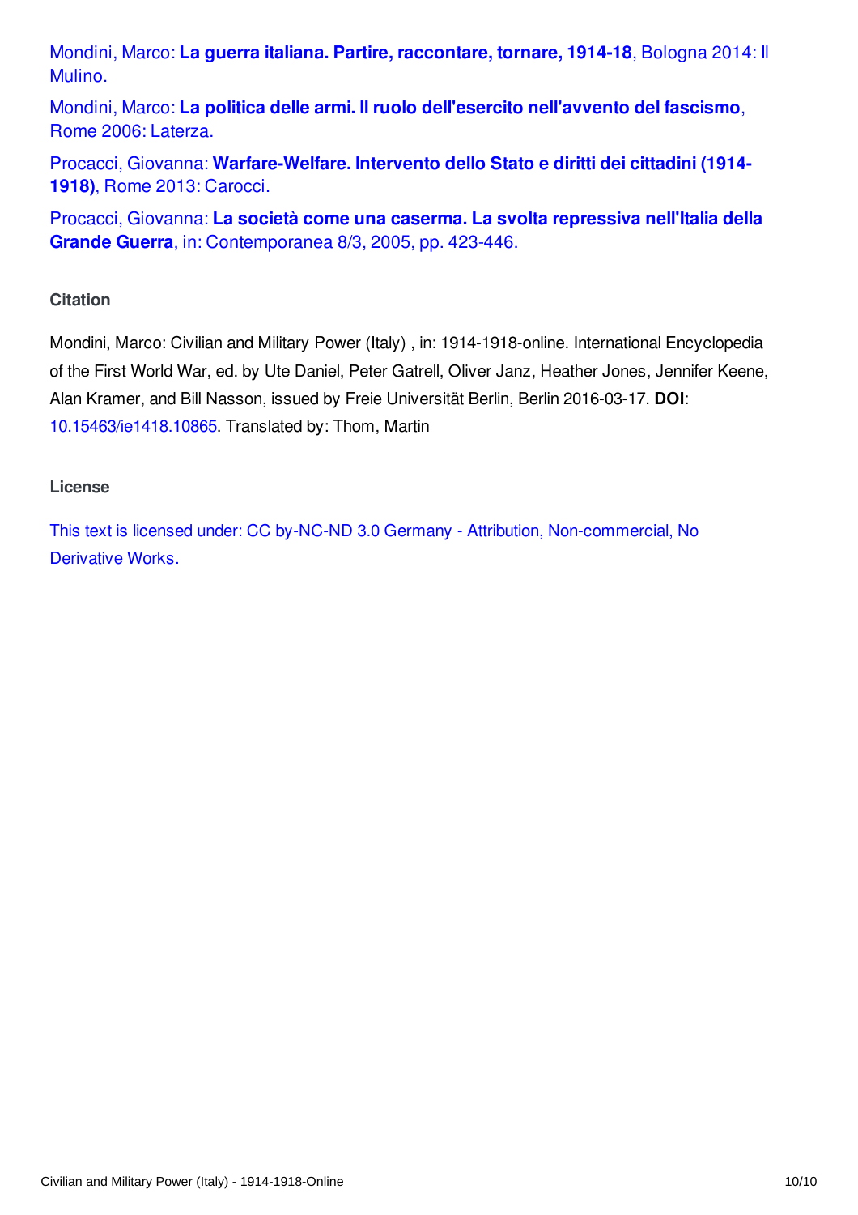Mondini, Marco: **La guerra italiana. Partire, raccontare, tornare, 1914-18**, Bologna 2014: Il Mulino.

Mondini, Marco: **La politica delle armi. Il ruolo dell'esercito nell'avvento del fascismo**, Rome 2006: Laterza.

Procacci, Giovanna: **Warfare-Welfare. Intervento dello Stato e diritti dei cittadini (1914-1918)**, Rome 2013: Carocci.

Procacci, Giovanna: **La società come una caserma. La svolta repressiva nell'Italia della Grande Guerra**, in: Contemporanea 8/3, 2005, pp. 423-446.

### Citation

Mondini, Marco: Civilian and Military Power (Italy) , in: 1914-1918-online. International Encyclopedia of the First World War, ed. by Ute Daniel, Peter Gatrell, Oliver Janz, Heather Jones, Jennifer Keene, Alan Kramer, and Bill Nasson, issued by Freie Universität Berlin, Berlin 2016-03-17. **DOI**: 10.15463/ie1418.10865. Translated by: Thom, Martin

### License

This text is licensed under: CC by-NC-ND 3.0 Germany - Attribution, Non-commercial, No Derivative Works.